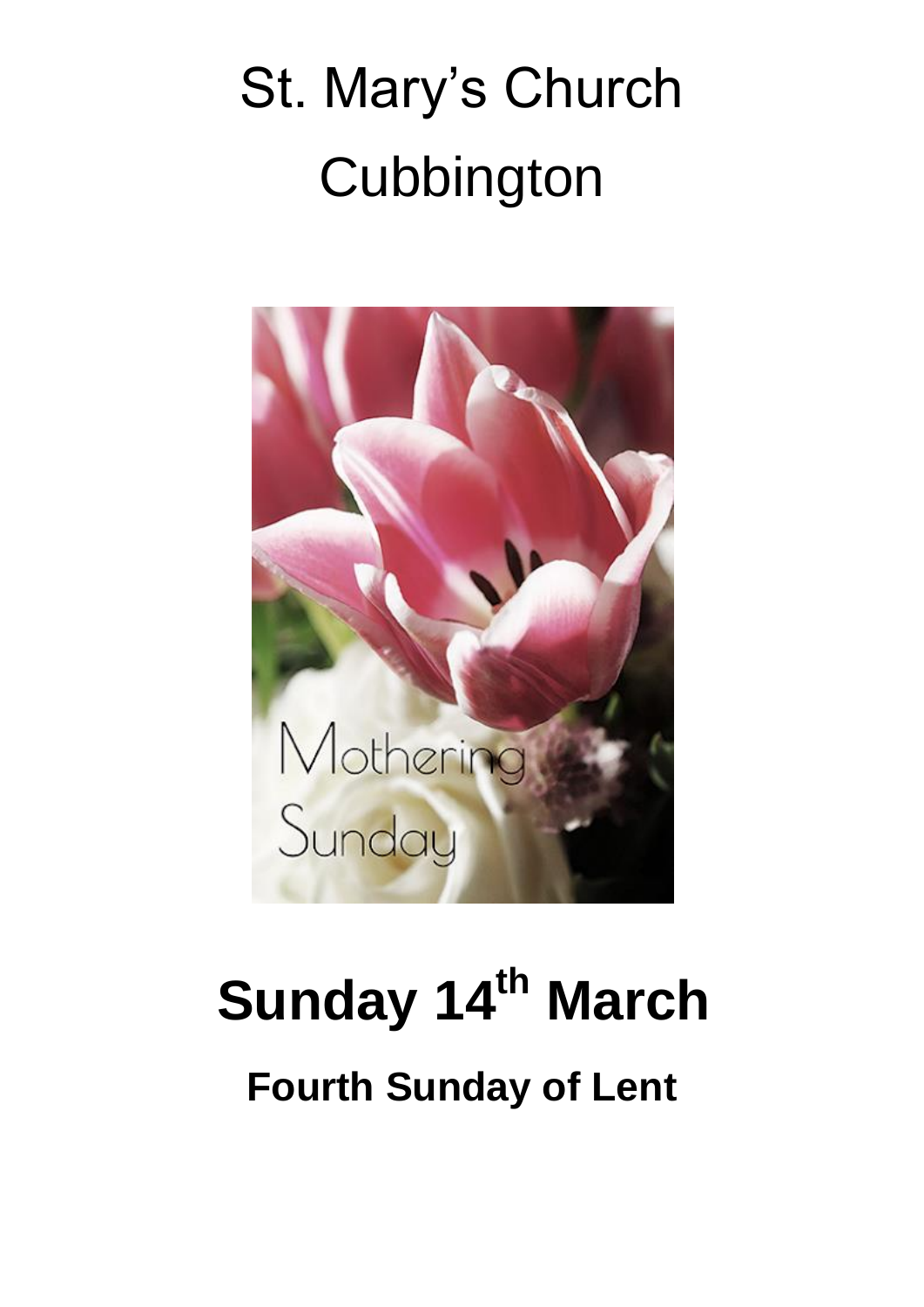# St. Mary's Church Cubbington

Mothering Sunday

# Sunday 14th March

## Fourth Sunday of Lent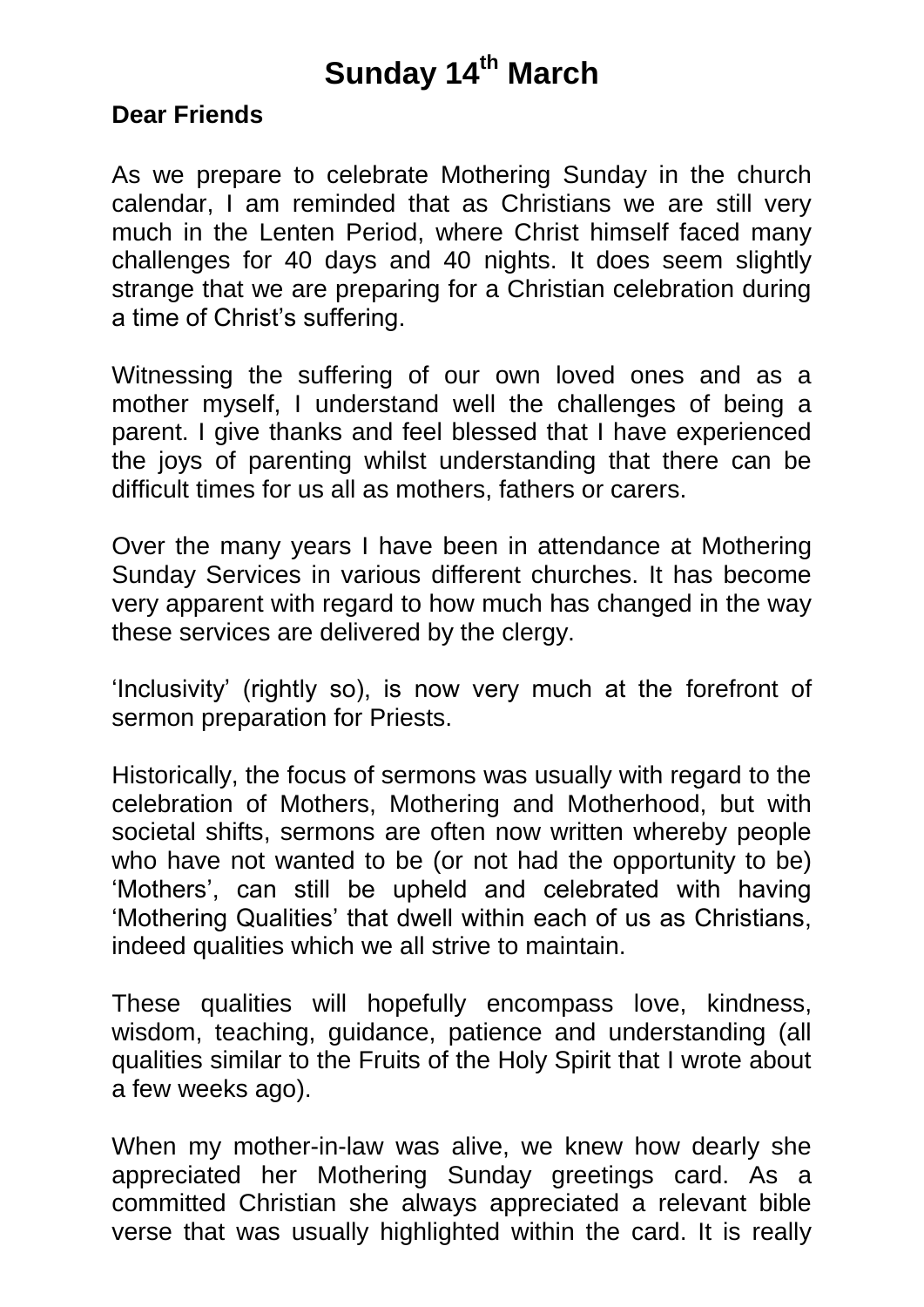# Sunday 14th March

**Dear Friends**

As we prepare to celebrate Mothering Sunday in the church calendar, I am reminded that as Christians we are still very much in the Lenten Period, where Christ himself faced many challenges for 40 days and 40 nights. It does seem slightly strange that we are preparing for a Christian celebration during a time of Christ's suffering.

Witnessing the suffering of our own loved ones and as a mother myself, I understand well the challenges of being a parent. I give thanks and feel blessed that I have experienced the joys of parenting whilst understanding that there can be difficult times for us all as mothers, fathers or carers.

Over the many years I have been in attendance at Mothering Sunday Services in various different churches. It has become very apparent with regard to how much has changed in the way these services are delivered by the clergy.

'Inclusivity' (rightly so), is now very much at the forefront of sermon preparation for Priests.

Historically, the focus of sermons was usually with regard to the celebration of Mothers, Mothering and Motherhood, but with societal shifts, sermons are often now written whereby people who have not wanted to be (or not had the opportunity to be) 'Mothers', can still be upheld and celebrated with having 'Mothering Qualities' that dwell within each of us as Christians, indeed qualities which we all strive to maintain.

These qualities will hopefully encompass love, kindness, wisdom, teaching, guidance, patience and understanding (all qualities similar to the Fruits of the Holy Spirit that I wrote about a few weeks ago).

When my mother-in-law was alive, we knew how dearly she appreciated her Mothering Sunday greetings card. As a committed Christian she always appreciated a relevant bible verse that was usually highlighted within the card. It is really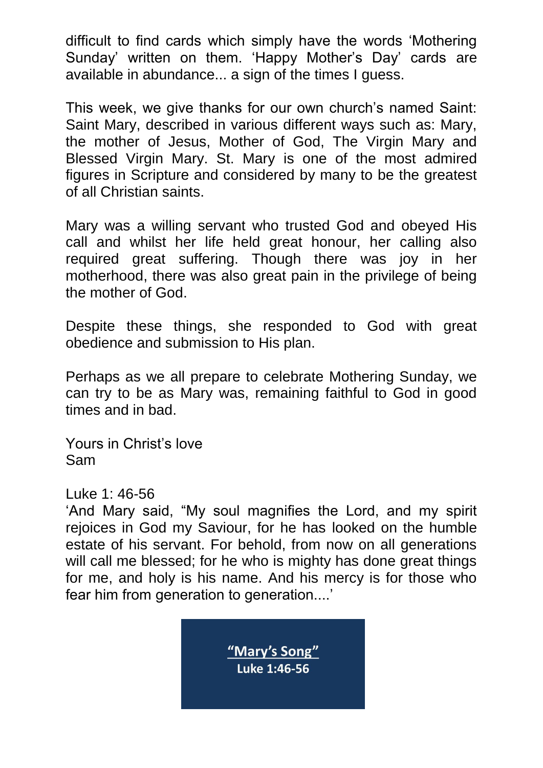difficult to find cards which simply have the words 'Mothering Sunday' written on them. 'Happy Mother's Day' cards are available in abundance... a sign of the times I guess.

This week, we give thanks for our own church's named Saint: Saint Mary, described in various different ways such as: Mary, the mother of Jesus, Mother of God, The Virgin Mary and Blessed Virgin Mary. St. Mary is one of the most admired figures in Scripture and considered by many to be the greatest of all Christian saints.

Mary was a willing servant who trusted God and obeyed His call and whilst her life held great honour, her calling also required great suffering. Though there was joy in her motherhood, there was also great pain in the privilege of being the mother of God.

Despite these things, she responded to God with great obedience and submission to His plan.

Perhaps as we all prepare to celebrate Mothering Sunday, we can try to be as Mary was, remaining faithful to God in good times and in bad.

Yours in Christ's love  
Sam

Luke 1: 46-56  
'And Mary said, "My soul magnifies the Lord, and my spirit rejoices in God my Saviour, for he has looked on the humble estate of his servant. For behold, from now on all generations will call me blessed; for he who is mighty has done great things for me, and holy is his name. And his mercy is for those who fear him from generation to generation....'

**"Mary's Song"**  
**Luke 1:46-56**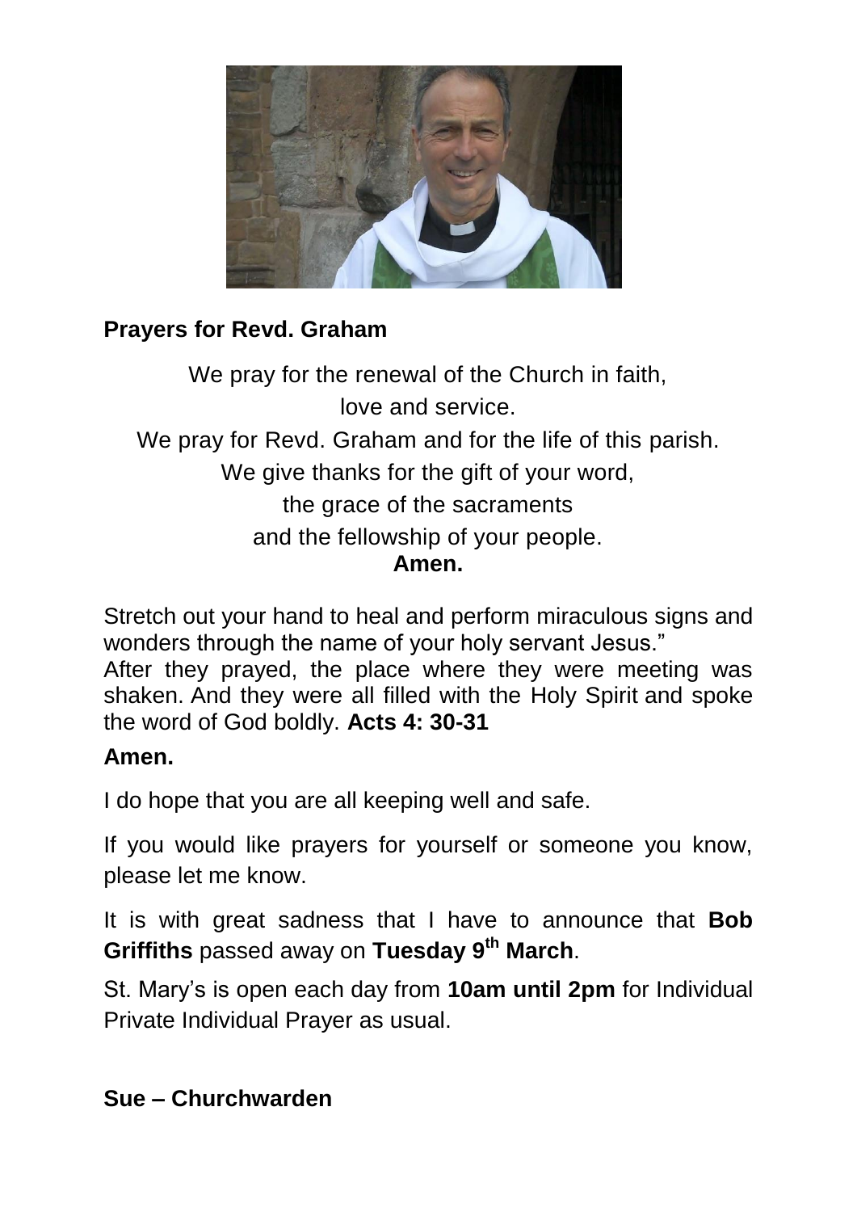**Prayers for Revd. Graham**

We pray for the renewal of the Church in faith,
love and service.
We pray for Revd. Graham and for the life of this parish.
We give thanks for the gift of your word,
the grace of the sacraments
and the fellowship of your people.
**Amen.**

Stretch out your hand to heal and perform miraculous signs and wonders through the name of your holy servant Jesus."
After they prayed, the place where they were meeting was shaken. And they were all filled with the Holy Spirit and spoke the word of God boldly. **Acts 4: 30-31**

**Amen.**

I do hope that you are all keeping well and safe.

If you would like prayers for yourself or someone you know, please let me know.

It is with great sadness that I have to announce that **Bob Griffiths** passed away on **Tuesday 9th March**.

St. Mary's is open each day from **10am until 2pm** for Individual Private Individual Prayer as usual.

**Sue – Churchwarden**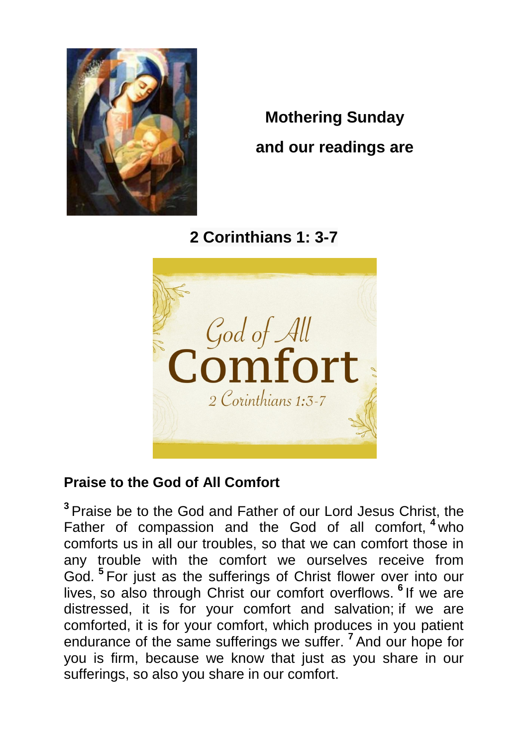**Mothering Sunday**

**and our readings are**

## 2 Corinthians 1: 3-7

**Praise to the God of All Comfort**

[3] Praise be to the God and Father of our Lord Jesus Christ, the Father of compassion and the God of all comfort, [4] who comforts us in all our troubles, so that we can comfort those in any trouble with the comfort we ourselves receive from God. [5] For just as the sufferings of Christ flower over into our lives, so also through Christ our comfort overflows. [6] If we are distressed, it is for your comfort and salvation; if we are comforted, it is for your comfort, which produces in you patient endurance of the same sufferings we suffer. [7] And our hope for you is firm, because we know that just as you share in our sufferings, so also you share in our comfort.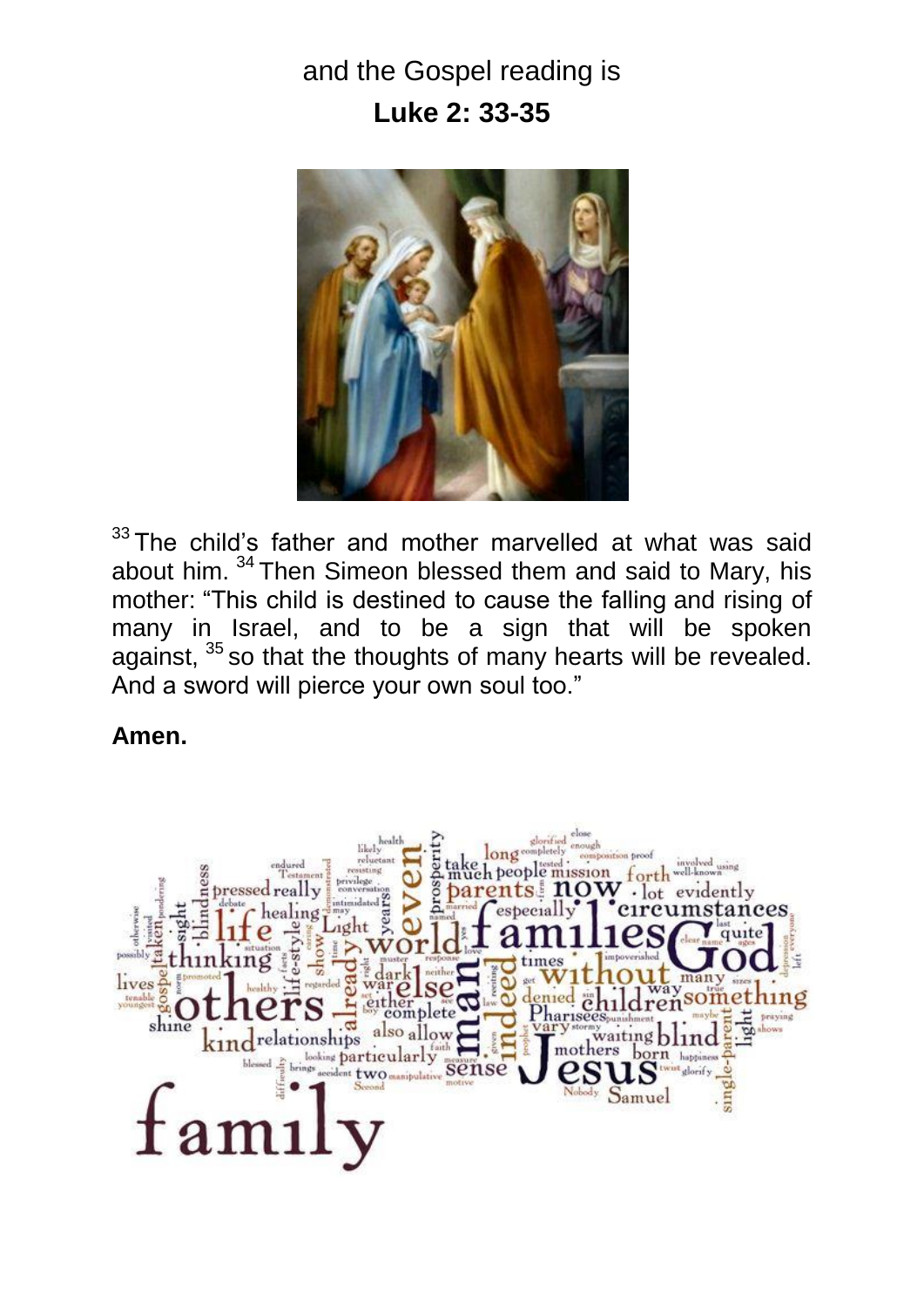and the Gospel reading is

**Luke 2: 33-35**

[33] The child's father and mother marvelled at what was said about him. [34] Then Simeon blessed them and said to Mary, his mother: "This child is destined to cause the falling and rising of many in Israel, and to be a sign that will be spoken against, [35] so that the thoughts of many hearts will be revealed. And a sword will pierce your own soul too."

**Amen.**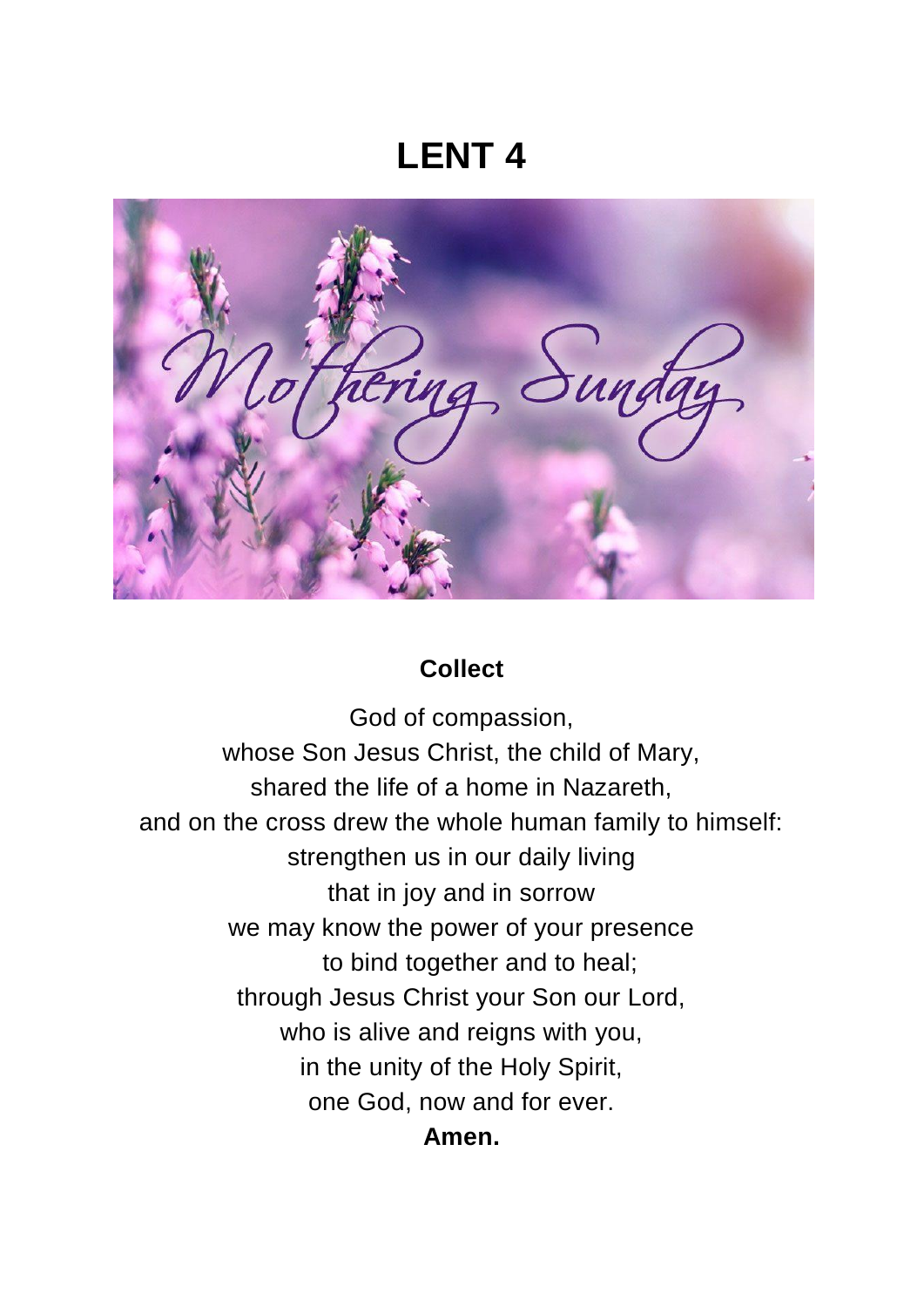# LENT 4

**Collect**

God of compassion,
whose Son Jesus Christ, the child of Mary,
shared the life of a home in Nazareth,
and on the cross drew the whole human family to himself:
strengthen us in our daily living
that in joy and in sorrow
we may know the power of your presence
to bind together and to heal;
through Jesus Christ your Son our Lord,
who is alive and reigns with you,
in the unity of the Holy Spirit,
one God, now and for ever.
**Amen.**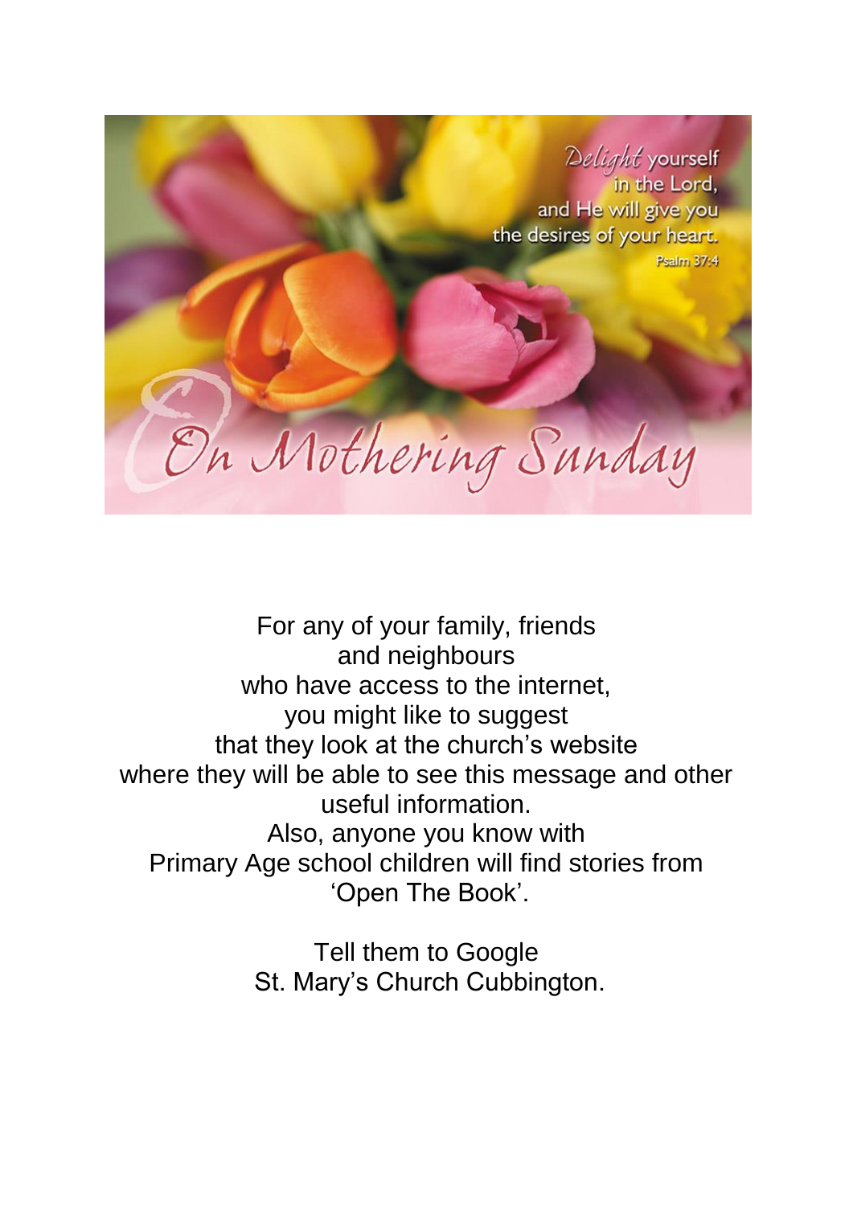For any of your family, friends
and neighbours
who have access to the internet,
you might like to suggest
that they look at the church's website
where they will be able to see this message and other
useful information.
Also, anyone you know with
Primary Age school children will find stories from
'Open The Book'.

Tell them to Google
St. Mary's Church Cubbington.